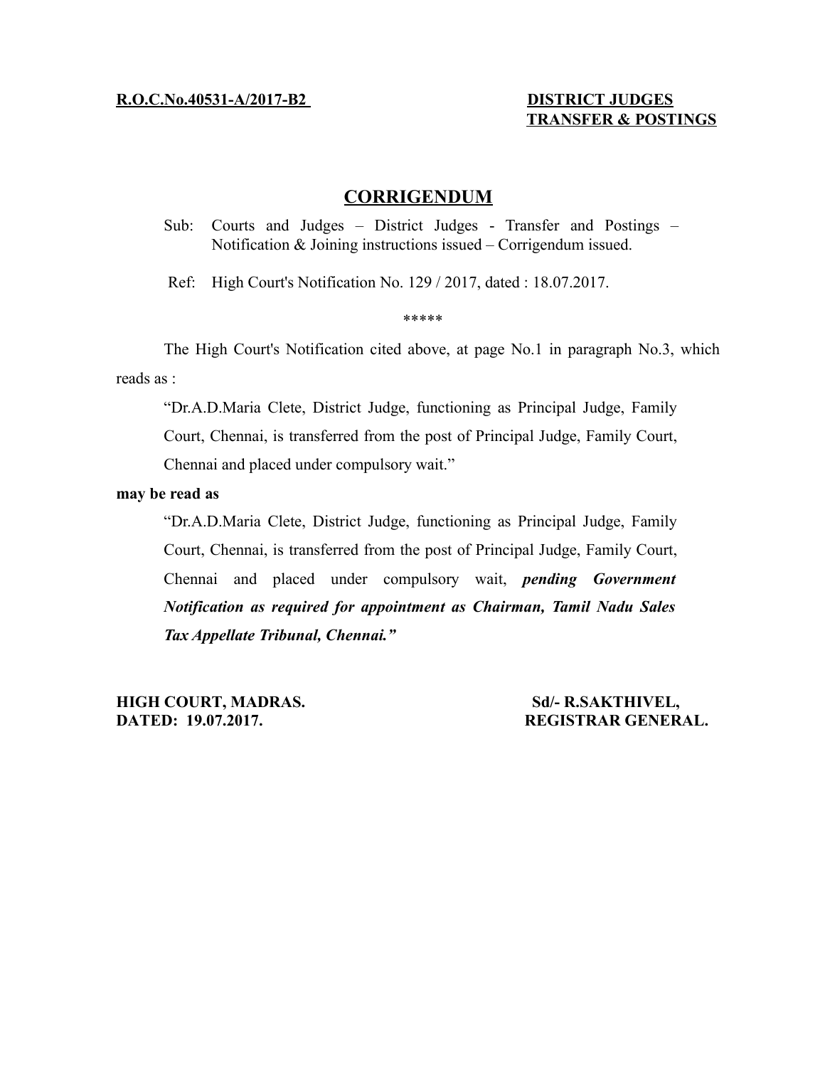**R.O.C.No.40531-A/2017-B2**

**DISTRICT JUDGES TRANSFER & POSTINGS**

# CORRIGENDUM

Sub: Courts and Judges – District Judges - Transfer and Postings – Notification & Joining instructions issued – Corrigendum issued.

Ref: High Court's Notification No. 129 / 2017, dated : 18.07.2017.

*****

The High Court's Notification cited above, at page No.1 in paragraph No.3, which reads as :

"Dr.A.D.Maria Clete, District Judge, functioning as Principal Judge, Family Court, Chennai, is transferred from the post of Principal Judge, Family Court, Chennai and placed under compulsory wait."

**may be read as**

"Dr.A.D.Maria Clete, District Judge, functioning as Principal Judge, Family Court, Chennai, is transferred from the post of Principal Judge, Family Court, Chennai and placed under compulsory wait, ***pending Government Notification as required for appointment as Chairman, Tamil Nadu Sales Tax Appellate Tribunal, Chennai."***

**HIGH COURT, MADRAS.**
**DATED: 19.07.2017.**

**Sd/- R.SAKTHIVEL,**
**REGISTRAR GENERAL.**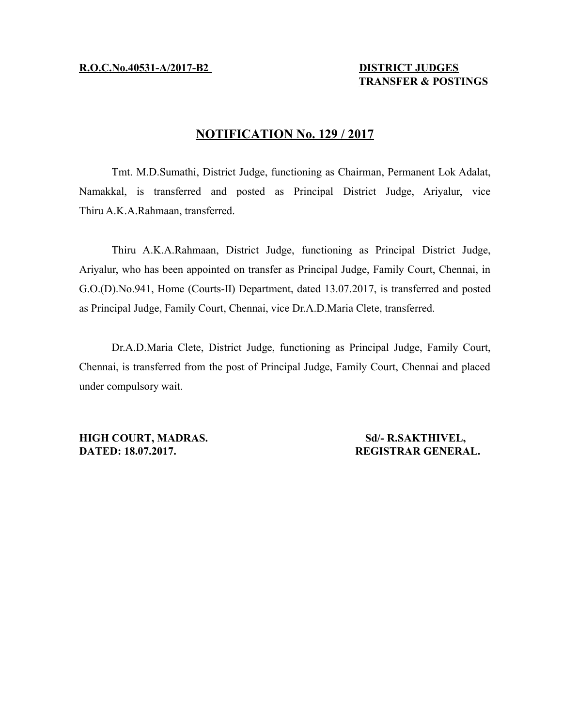**R.O.C.No.40531-A/2017-B2**

**DISTRICT JUDGES TRANSFER & POSTINGS**

## NOTIFICATION No. 129 / 2017

Tmt. M.D.Sumathi, District Judge, functioning as Chairman, Permanent Lok Adalat, Namakkal, is transferred and posted as Principal District Judge, Ariyalur, vice Thiru A.K.A.Rahmaan, transferred.

Thiru A.K.A.Rahmaan, District Judge, functioning as Principal District Judge, Ariyalur, who has been appointed on transfer as Principal Judge, Family Court, Chennai, in G.O.(D).No.941, Home (Courts-II) Department, dated 13.07.2017, is transferred and posted as Principal Judge, Family Court, Chennai, vice Dr.A.D.Maria Clete, transferred.

Dr.A.D.Maria Clete, District Judge, functioning as Principal Judge, Family Court, Chennai, is transferred from the post of Principal Judge, Family Court, Chennai and placed under compulsory wait.

**HIGH COURT, MADRAS.**
**DATED: 18.07.2017.**

**Sd/- R.SAKTHIVEL,**
**REGISTRAR GENERAL.**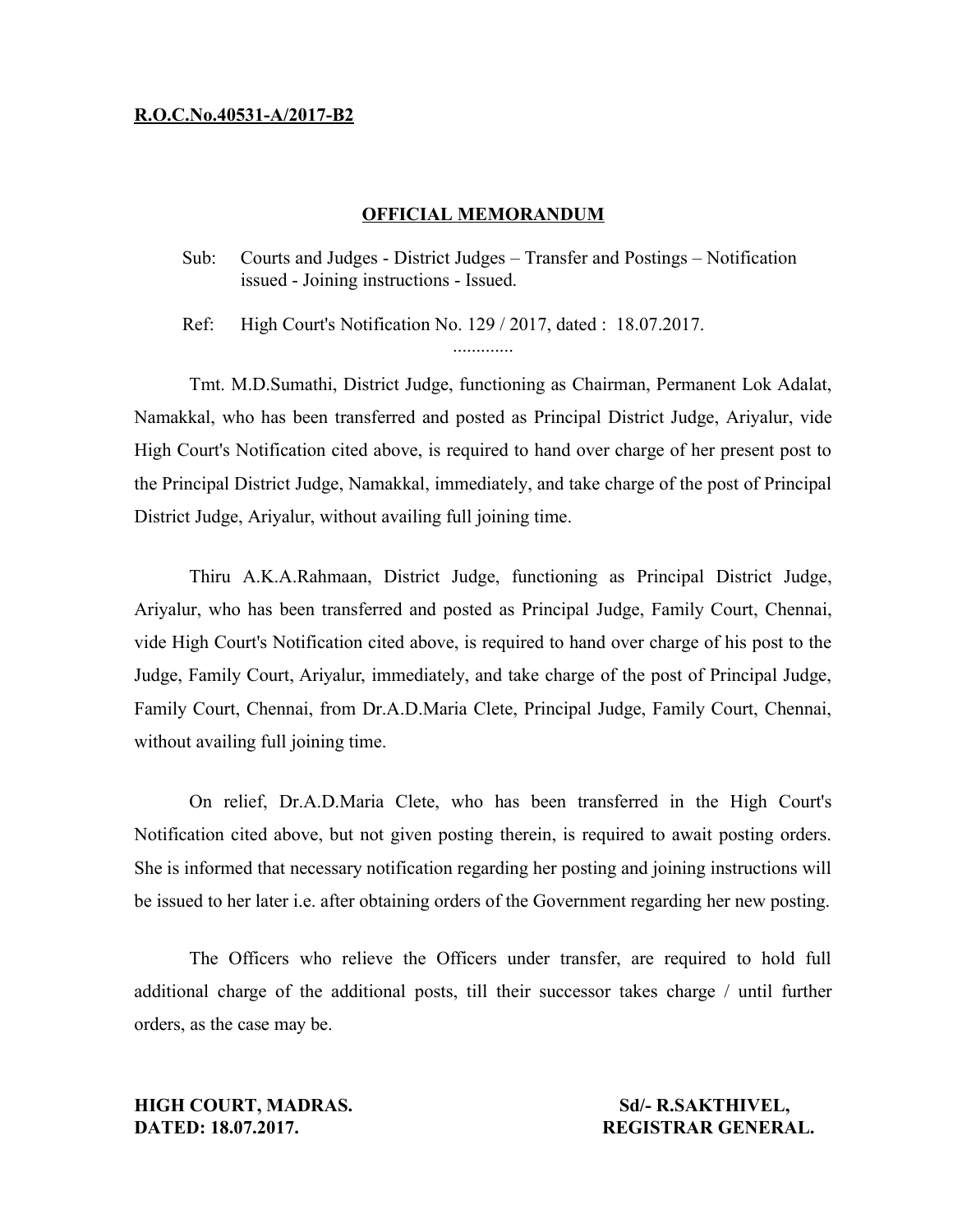**R.O.C.No.40531-A/2017-B2**

## OFFICIAL MEMORANDUM

Sub: Courts and Judges - District Judges – Transfer and Postings – Notification issued - Joining instructions - Issued.

Ref: High Court's Notification No. 129 / 2017, dated : 18.07.2017.

.............

Tmt. M.D.Sumathi, District Judge, functioning as Chairman, Permanent Lok Adalat, Namakkal, who has been transferred and posted as Principal District Judge, Ariyalur, vide High Court's Notification cited above, is required to hand over charge of her present post to the Principal District Judge, Namakkal, immediately, and take charge of the post of Principal District Judge, Ariyalur, without availing full joining time.

Thiru A.K.A.Rahmaan, District Judge, functioning as Principal District Judge, Ariyalur, who has been transferred and posted as Principal Judge, Family Court, Chennai, vide High Court's Notification cited above, is required to hand over charge of his post to the Judge, Family Court, Ariyalur, immediately, and take charge of the post of Principal Judge, Family Court, Chennai, from Dr.A.D.Maria Clete, Principal Judge, Family Court, Chennai, without availing full joining time.

On relief, Dr.A.D.Maria Clete, who has been transferred in the High Court's Notification cited above, but not given posting therein, is required to await posting orders. She is informed that necessary notification regarding her posting and joining instructions will be issued to her later i.e. after obtaining orders of the Government regarding her new posting.

The Officers who relieve the Officers under transfer, are required to hold full additional charge of the additional posts, till their successor takes charge / until further orders, as the case may be.

**HIGH COURT, MADRAS.**
**DATED: 18.07.2017.**

**Sd/- R.SAKTHIVEL,**
**REGISTRAR GENERAL.**